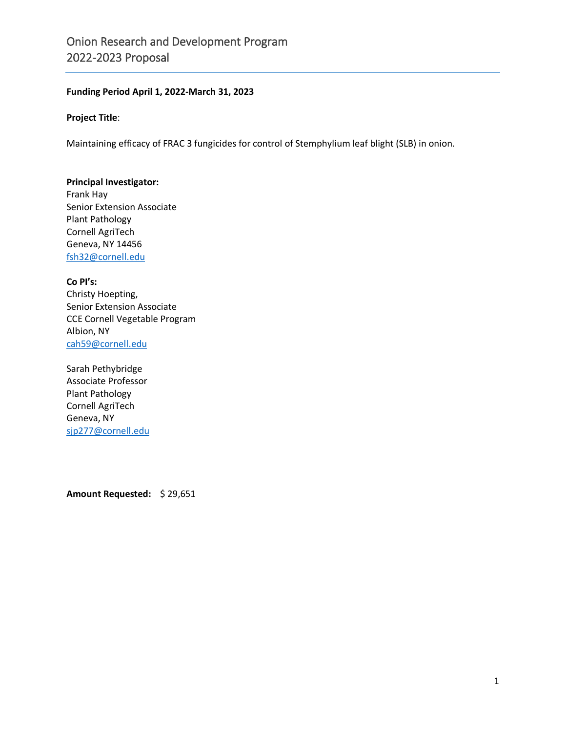# Onion Research and Development Program
## 2022-2023 Proposal

**Funding Period April 1, 2022-March 31, 2023**

**Project Title**:

Maintaining efficacy of FRAC 3 fungicides for control of Stemphylium leaf blight (SLB) in onion.

**Principal Investigator:**
Frank Hay
Senior Extension Associate
Plant Pathology
Cornell AgriTech
Geneva, NY 14456
fsh32@cornell.edu

**Co PI's:**
Christy Hoepting,
Senior Extension Associate
CCE Cornell Vegetable Program
Albion, NY
cah59@cornell.edu

Sarah Pethybridge
Associate Professor
Plant Pathology
Cornell AgriTech
Geneva, NY
sjp277@cornell.edu

**Amount Requested:** $ 29,651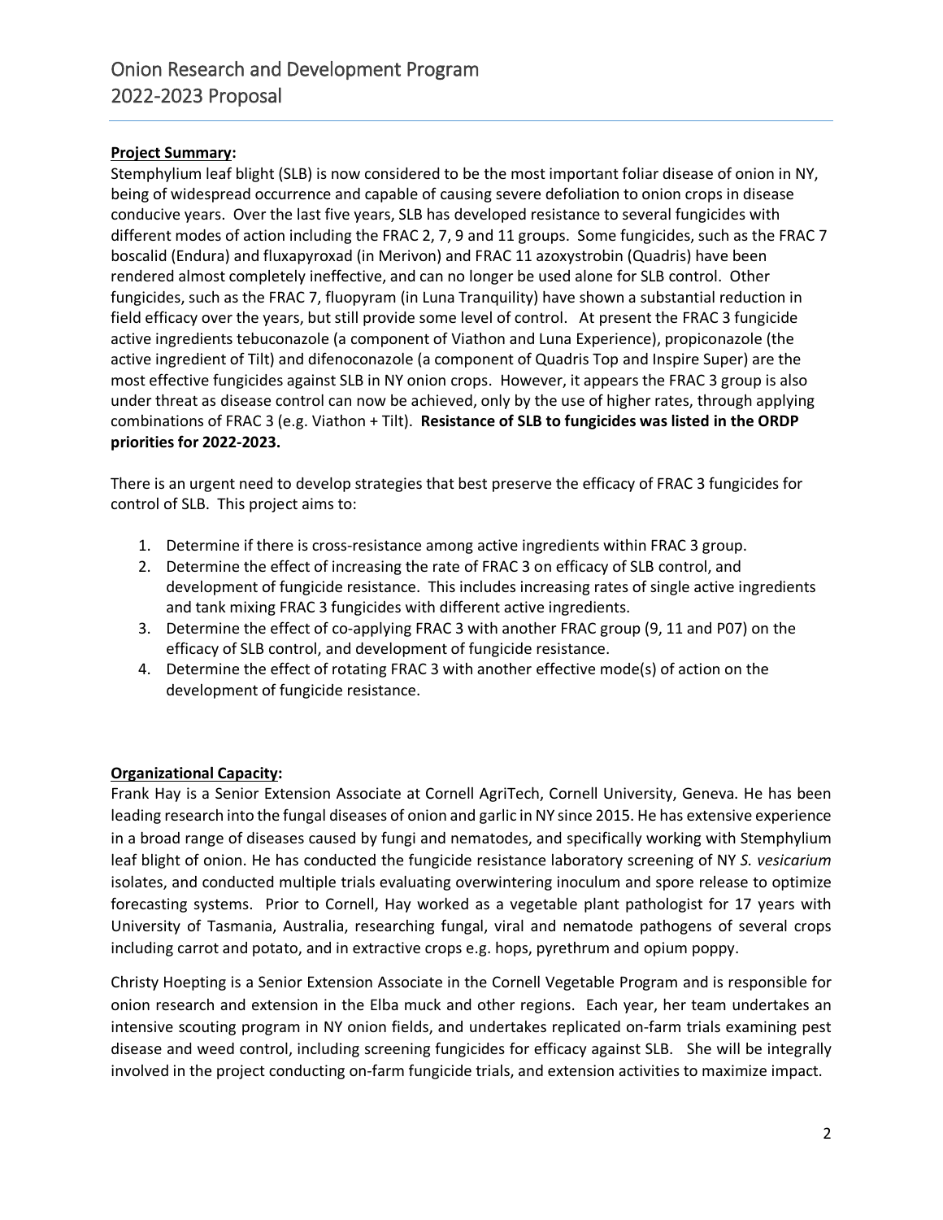**Project Summary:**

Stemphylium leaf blight (SLB) is now considered to be the most important foliar disease of onion in NY, being of widespread occurrence and capable of causing severe defoliation to onion crops in disease conducive years. Over the last five years, SLB has developed resistance to several fungicides with different modes of action including the FRAC 2, 7, 9 and 11 groups. Some fungicides, such as the FRAC 7 boscalid (Endura) and fluxapyroxad (in Merivon) and FRAC 11 azoxystrobin (Quadris) have been rendered almost completely ineffective, and can no longer be used alone for SLB control. Other fungicides, such as the FRAC 7, fluopyram (in Luna Tranquility) have shown a substantial reduction in field efficacy over the years, but still provide some level of control. At present the FRAC 3 fungicide active ingredients tebuconazole (a component of Viathon and Luna Experience), propiconazole (the active ingredient of Tilt) and difenoconazole (a component of Quadris Top and Inspire Super) are the most effective fungicides against SLB in NY onion crops. However, it appears the FRAC 3 group is also under threat as disease control can now be achieved, only by the use of higher rates, through applying combinations of FRAC 3 (e.g. Viathon + Tilt). **Resistance of SLB to fungicides was listed in the ORDP priorities for 2022-2023.**

There is an urgent need to develop strategies that best preserve the efficacy of FRAC 3 fungicides for control of SLB. This project aims to:

1. Determine if there is cross-resistance among active ingredients within FRAC 3 group.
2. Determine the effect of increasing the rate of FRAC 3 on efficacy of SLB control, and development of fungicide resistance. This includes increasing rates of single active ingredients and tank mixing FRAC 3 fungicides with different active ingredients.
3. Determine the effect of co-applying FRAC 3 with another FRAC group (9, 11 and P07) on the efficacy of SLB control, and development of fungicide resistance.
4. Determine the effect of rotating FRAC 3 with another effective mode(s) of action on the development of fungicide resistance.

**Organizational Capacity:**

Frank Hay is a Senior Extension Associate at Cornell AgriTech, Cornell University, Geneva. He has been leading research into the fungal diseases of onion and garlic in NY since 2015. He has extensive experience in a broad range of diseases caused by fungi and nematodes, and specifically working with Stemphylium leaf blight of onion. He has conducted the fungicide resistance laboratory screening of NY *S. vesicarium* isolates, and conducted multiple trials evaluating overwintering inoculum and spore release to optimize forecasting systems. Prior to Cornell, Hay worked as a vegetable plant pathologist for 17 years with University of Tasmania, Australia, researching fungal, viral and nematode pathogens of several crops including carrot and potato, and in extractive crops e.g. hops, pyrethrum and opium poppy.

Christy Hoepting is a Senior Extension Associate in the Cornell Vegetable Program and is responsible for onion research and extension in the Elba muck and other regions. Each year, her team undertakes an intensive scouting program in NY onion fields, and undertakes replicated on-farm trials examining pest disease and weed control, including screening fungicides for efficacy against SLB. She will be integrally involved in the project conducting on-farm fungicide trials, and extension activities to maximize impact.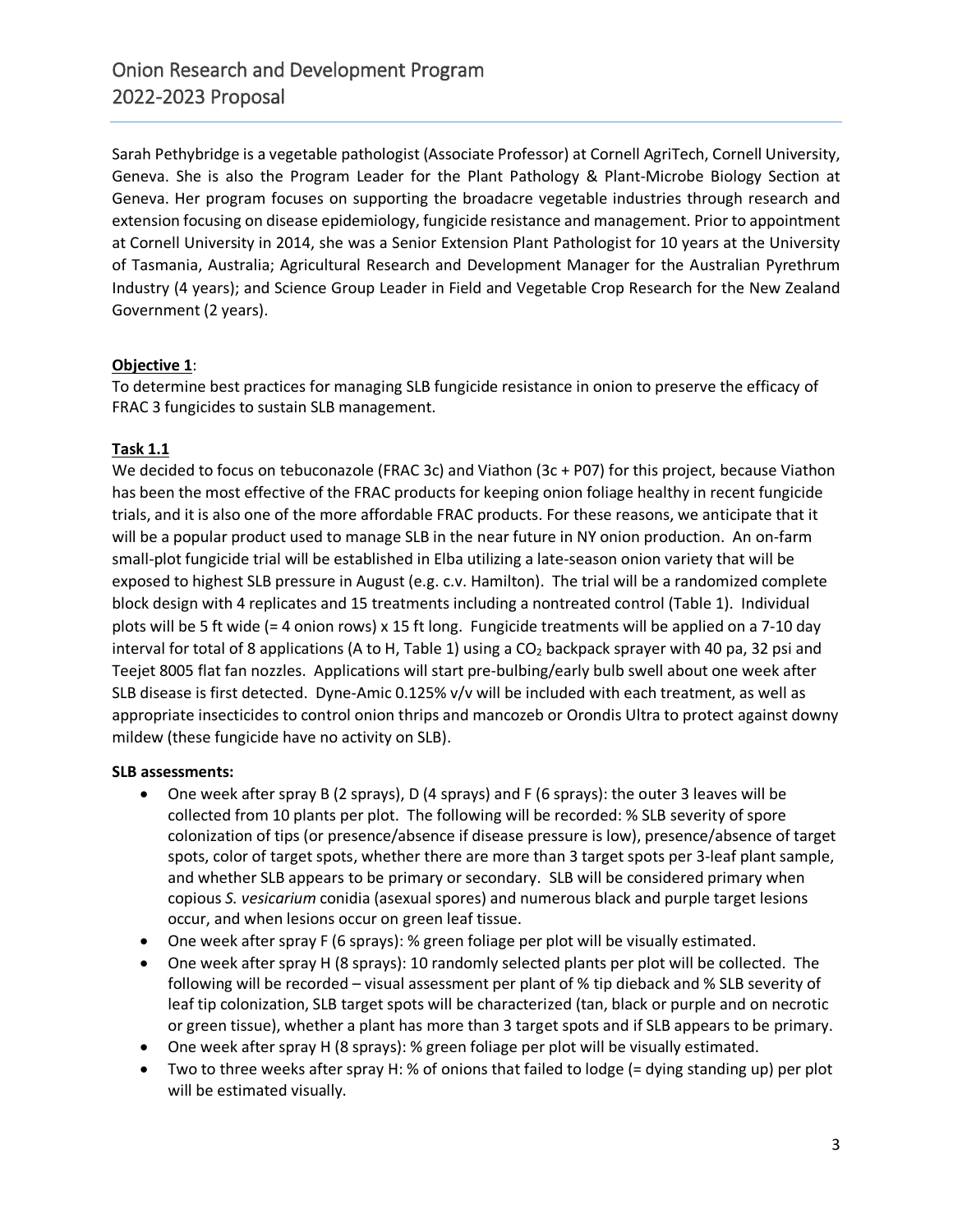Sarah Pethybridge is a vegetable pathologist (Associate Professor) at Cornell AgriTech, Cornell University, Geneva. She is also the Program Leader for the Plant Pathology & Plant-Microbe Biology Section at Geneva. Her program focuses on supporting the broadacre vegetable industries through research and extension focusing on disease epidemiology, fungicide resistance and management. Prior to appointment at Cornell University in 2014, she was a Senior Extension Plant Pathologist for 10 years at the University of Tasmania, Australia; Agricultural Research and Development Manager for the Australian Pyrethrum Industry (4 years); and Science Group Leader in Field and Vegetable Crop Research for the New Zealand Government (2 years).

**<u>Objective 1</u>**:

To determine best practices for managing SLB fungicide resistance in onion to preserve the efficacy of FRAC 3 fungicides to sustain SLB management.

**<u>Task 1.1</u>**

We decided to focus on tebuconazole (FRAC 3c) and Viathon (3c + P07) for this project, because Viathon has been the most effective of the FRAC products for keeping onion foliage healthy in recent fungicide trials, and it is also one of the more affordable FRAC products. For these reasons, we anticipate that it will be a popular product used to manage SLB in the near future in NY onion production. An on-farm small-plot fungicide trial will be established in Elba utilizing a late-season onion variety that will be exposed to highest SLB pressure in August (e.g. c.v. Hamilton). The trial will be a randomized complete block design with 4 replicates and 15 treatments including a nontreated control (Table 1). Individual plots will be 5 ft wide (= 4 onion rows) x 15 ft long. Fungicide treatments will be applied on a 7-10 day interval for total of 8 applications (A to H, Table 1) using a $CO_2$ backpack sprayer with 40 pa, 32 psi and Teejet 8005 flat fan nozzles. Applications will start pre-bulbing/early bulb swell about one week after SLB disease is first detected. Dyne-Amic 0.125% v/v will be included with each treatment, as well as appropriate insecticides to control onion thrips and mancozeb or Orondis Ultra to protect against downy mildew (these fungicide have no activity on SLB).

**SLB assessments:**

- One week after spray B (2 sprays), D (4 sprays) and F (6 sprays): the outer 3 leaves will be collected from 10 plants per plot. The following will be recorded: % SLB severity of spore colonization of tips (or presence/absence if disease pressure is low), presence/absence of target spots, color of target spots, whether there are more than 3 target spots per 3-leaf plant sample, and whether SLB appears to be primary or secondary. SLB will be considered primary when copious *S. vesicarium* conidia (asexual spores) and numerous black and purple target lesions occur, and when lesions occur on green leaf tissue.
- One week after spray F (6 sprays): % green foliage per plot will be visually estimated.
- One week after spray H (8 sprays): 10 randomly selected plants per plot will be collected. The following will be recorded – visual assessment per plant of % tip dieback and % SLB severity of leaf tip colonization, SLB target spots will be characterized (tan, black or purple and on necrotic or green tissue), whether a plant has more than 3 target spots and if SLB appears to be primary.
- One week after spray H (8 sprays): % green foliage per plot will be visually estimated.
- Two to three weeks after spray H: % of onions that failed to lodge (= dying standing up) per plot will be estimated visually.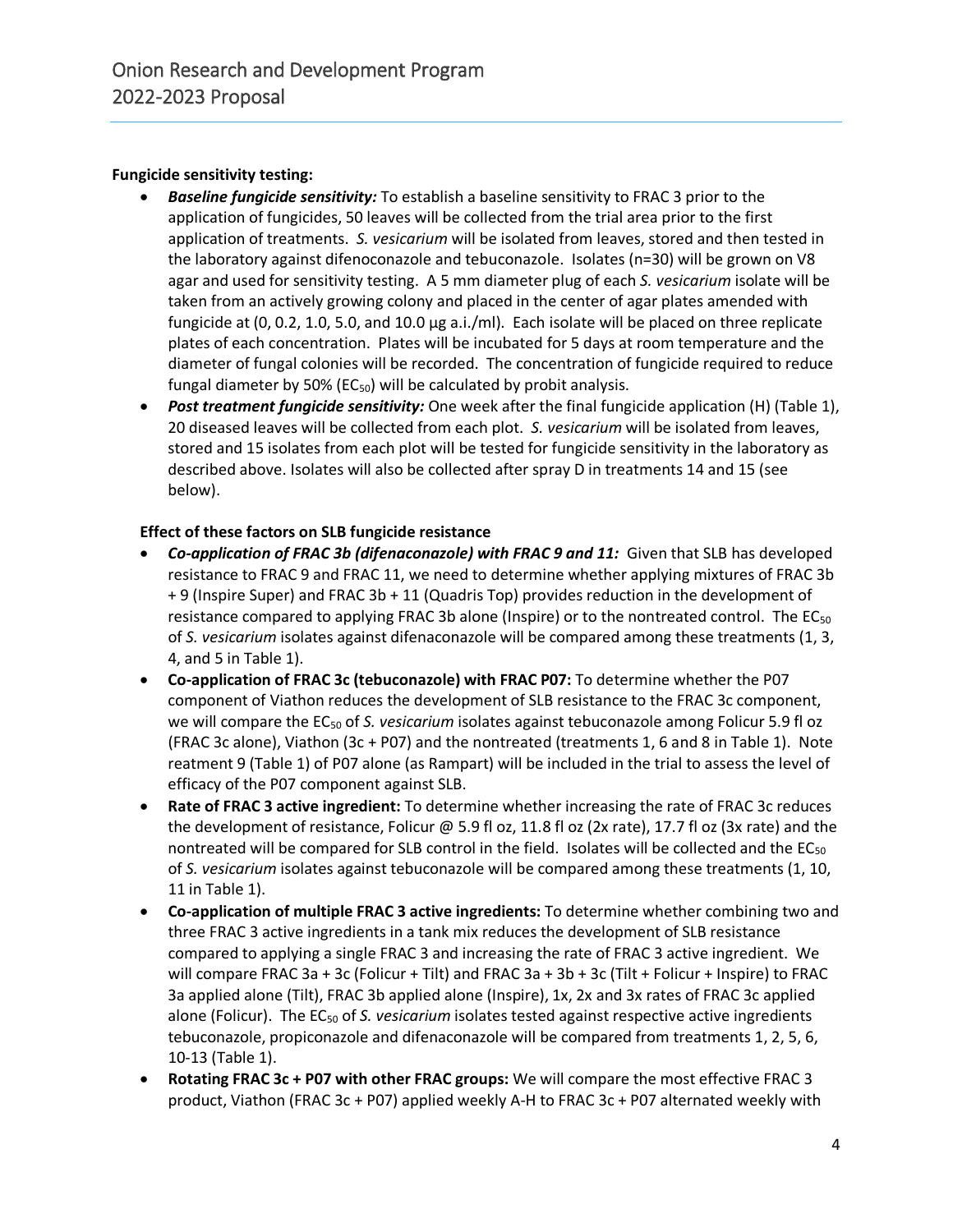**Fungicide sensitivity testing:**

- ***Baseline fungicide sensitivity:*** To establish a baseline sensitivity to FRAC 3 prior to the application of fungicides, 50 leaves will be collected from the trial area prior to the first application of treatments. *S. vesicarium* will be isolated from leaves, stored and then tested in the laboratory against difenoconazole and tebuconazole. Isolates (n=30) will be grown on V8 agar and used for sensitivity testing. A 5 mm diameter plug of each *S. vesicarium* isolate will be taken from an actively growing colony and placed in the center of agar plates amended with fungicide at (0, 0.2, 1.0, 5.0, and 10.0 µg a.i./ml). Each isolate will be placed on three replicate plates of each concentration. Plates will be incubated for 5 days at room temperature and the diameter of fungal colonies will be recorded. The concentration of fungicide required to reduce fungal diameter by 50% ($EC_{50}$) will be calculated by probit analysis.
- ***Post treatment fungicide sensitivity:*** One week after the final fungicide application (H) (Table 1), 20 diseased leaves will be collected from each plot. *S. vesicarium* will be isolated from leaves, stored and 15 isolates from each plot will be tested for fungicide sensitivity in the laboratory as described above. Isolates will also be collected after spray D in treatments 14 and 15 (see below).

**Effect of these factors on SLB fungicide resistance**

- ***Co-application of FRAC 3b (difenaconazole) with FRAC 9 and 11:*** Given that SLB has developed resistance to FRAC 9 and FRAC 11, we need to determine whether applying mixtures of FRAC 3b + 9 (Inspire Super) and FRAC 3b + 11 (Quadris Top) provides reduction in the development of resistance compared to applying FRAC 3b alone (Inspire) or to the nontreated control. The $EC_{50}$ of *S. vesicarium* isolates against difenaconazole will be compared among these treatments (1, 3, 4, and 5 in Table 1).
- **Co-application of FRAC 3c (tebuconazole) with FRAC P07:** To determine whether the P07 component of Viathon reduces the development of SLB resistance to the FRAC 3c component, we will compare the $EC_{50}$ of *S. vesicarium* isolates against tebuconazole among Folicur 5.9 fl oz (FRAC 3c alone), Viathon (3c + P07) and the nontreated (treatments 1, 6 and 8 in Table 1). Note reatment 9 (Table 1) of P07 alone (as Rampart) will be included in the trial to assess the level of efficacy of the P07 component against SLB.
- **Rate of FRAC 3 active ingredient:** To determine whether increasing the rate of FRAC 3c reduces the development of resistance, Folicur @ 5.9 fl oz, 11.8 fl oz (2x rate), 17.7 fl oz (3x rate) and the nontreated will be compared for SLB control in the field. Isolates will be collected and the $EC_{50}$ of *S. vesicarium* isolates against tebuconazole will be compared among these treatments (1, 10, 11 in Table 1).
- **Co-application of multiple FRAC 3 active ingredients:** To determine whether combining two and three FRAC 3 active ingredients in a tank mix reduces the development of SLB resistance compared to applying a single FRAC 3 and increasing the rate of FRAC 3 active ingredient. We will compare FRAC 3a + 3c (Folicur + Tilt) and FRAC 3a + 3b + 3c (Tilt + Folicur + Inspire) to FRAC 3a applied alone (Tilt), FRAC 3b applied alone (Inspire), 1x, 2x and 3x rates of FRAC 3c applied alone (Folicur). The $EC_{50}$ of *S. vesicarium* isolates tested against respective active ingredients tebuconazole, propiconazole and difenaconazole will be compared from treatments 1, 2, 5, 6, 10-13 (Table 1).
- **Rotating FRAC 3c + P07 with other FRAC groups:** We will compare the most effective FRAC 3 product, Viathon (FRAC 3c + P07) applied weekly A-H to FRAC 3c + P07 alternated weekly with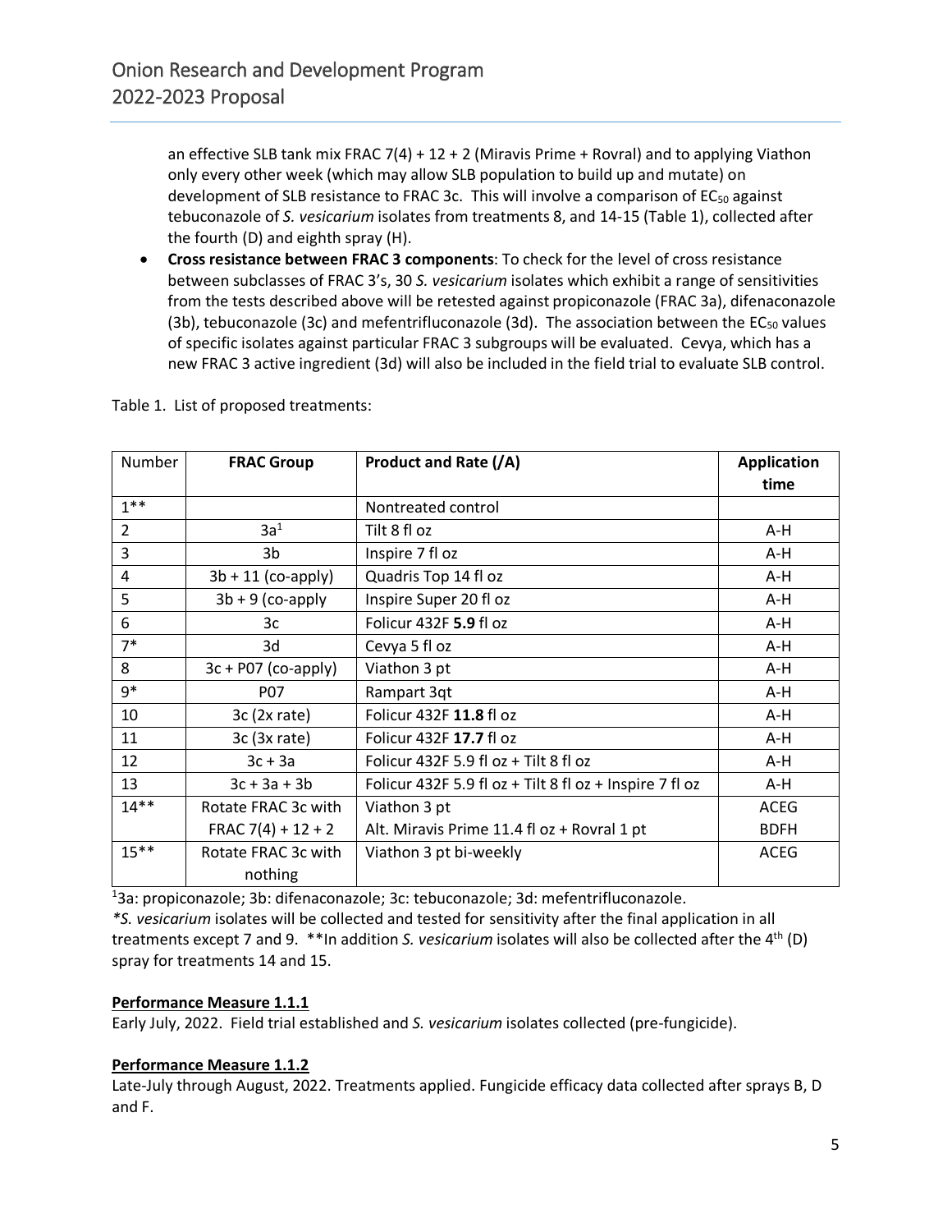an effective SLB tank mix FRAC 7(4) + 12 + 2 (Miravis Prime + Rovral) and to applying Viathon only every other week (which may allow SLB population to build up and mutate) on development of SLB resistance to FRAC 3c. This will involve a comparison of $EC_{50}$ against tebuconazole of *S. vesicarium* isolates from treatments 8, and 14-15 (Table 1), collected after the fourth (D) and eighth spray (H).

- **Cross resistance between FRAC 3 components**: To check for the level of cross resistance between subclasses of FRAC 3's, 30 *S. vesicarium* isolates which exhibit a range of sensitivities from the tests described above will be retested against propiconazole (FRAC 3a), difenaconazole (3b), tebuconazole (3c) and mefentrifluconazole (3d). The association between the $EC_{50}$ values of specific isolates against particular FRAC 3 subgroups will be evaluated. Cevya, which has a new FRAC 3 active ingredient (3d) will also be included in the field trial to evaluate SLB control.

Table 1. List of proposed treatments:

| Number | **FRAC Group** | **Product and Rate (/A)** | **Application time** |
|---|---|---|---|
| 1** | | Nontreated control | |
| 2 | 3a[1] | Tilt 8 fl oz | A-H |
| 3 | 3b | Inspire 7 fl oz | A-H |
| 4 | 3b + 11 (co-apply) | Quadris Top 14 fl oz | A-H |
| 5 | 3b + 9 (co-apply | Inspire Super 20 fl oz | A-H |
| 6 | 3c | Folicur 432F **5.9** fl oz | A-H |
| 7* | 3d | Cevya 5 fl oz | A-H |
| 8 | 3c + P07 (co-apply) | Viathon 3 pt | A-H |
| 9* | P07 | Rampart 3qt | A-H |
| 10 | 3c (2x rate) | Folicur 432F **11.8** fl oz | A-H |
| 11 | 3c (3x rate) | Folicur 432F **17.7** fl oz | A-H |
| 12 | 3c + 3a | Folicur 432F 5.9 fl oz + Tilt 8 fl oz | A-H |
| 13 | 3c + 3a + 3b | Folicur 432F 5.9 fl oz + Tilt 8 fl oz + Inspire 7 fl oz | A-H |
| 14** | Rotate FRAC 3c with FRAC 7(4) + 12 + 2 | Viathon 3 pt<br>Alt. Miravis Prime 11.4 fl oz + Rovral 1 pt | ACEG<br>BDFH |
| 15** | Rotate FRAC 3c with nothing | Viathon 3 pt bi-weekly | ACEG |

[1]3a: propiconazole; 3b: difenaconazole; 3c: tebuconazole; 3d: mefentrifluconazole.

**S. vesicarium* isolates will be collected and tested for sensitivity after the final application in all treatments except 7 and 9. **In addition *S. vesicarium* isolates will also be collected after the 4th (D) spray for treatments 14 and 15.

**Performance Measure 1.1.1**

Early July, 2022. Field trial established and *S. vesicarium* isolates collected (pre-fungicide).

**Performance Measure 1.1.2**

Late-July through August, 2022. Treatments applied. Fungicide efficacy data collected after sprays B, D and F.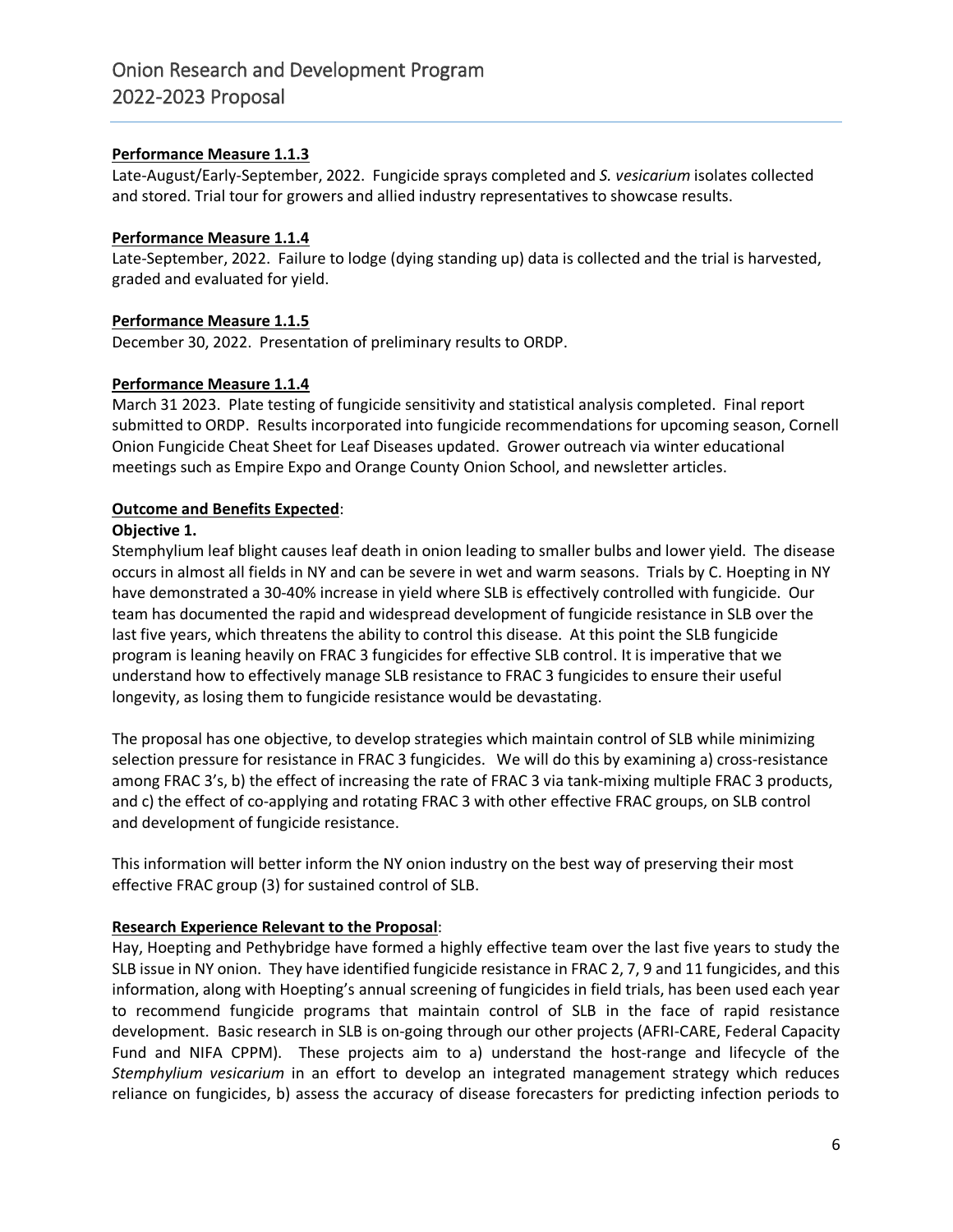**Performance Measure 1.1.3**

Late-August/Early-September, 2022. Fungicide sprays completed and *S. vesicarium* isolates collected and stored. Trial tour for growers and allied industry representatives to showcase results.

**Performance Measure 1.1.4**

Late-September, 2022. Failure to lodge (dying standing up) data is collected and the trial is harvested, graded and evaluated for yield.

**Performance Measure 1.1.5**

December 30, 2022. Presentation of preliminary results to ORDP.

**Performance Measure 1.1.4**

March 31 2023. Plate testing of fungicide sensitivity and statistical analysis completed. Final report submitted to ORDP. Results incorporated into fungicide recommendations for upcoming season, Cornell Onion Fungicide Cheat Sheet for Leaf Diseases updated. Grower outreach via winter educational meetings such as Empire Expo and Orange County Onion School, and newsletter articles.

**Outcome and Benefits Expected**:

**Objective 1.**

Stemphylium leaf blight causes leaf death in onion leading to smaller bulbs and lower yield. The disease occurs in almost all fields in NY and can be severe in wet and warm seasons. Trials by C. Hoepting in NY have demonstrated a 30-40% increase in yield where SLB is effectively controlled with fungicide. Our team has documented the rapid and widespread development of fungicide resistance in SLB over the last five years, which threatens the ability to control this disease. At this point the SLB fungicide program is leaning heavily on FRAC 3 fungicides for effective SLB control. It is imperative that we understand how to effectively manage SLB resistance to FRAC 3 fungicides to ensure their useful longevity, as losing them to fungicide resistance would be devastating.

The proposal has one objective, to develop strategies which maintain control of SLB while minimizing selection pressure for resistance in FRAC 3 fungicides. We will do this by examining a) cross-resistance among FRAC 3's, b) the effect of increasing the rate of FRAC 3 via tank-mixing multiple FRAC 3 products, and c) the effect of co-applying and rotating FRAC 3 with other effective FRAC groups, on SLB control and development of fungicide resistance.

This information will better inform the NY onion industry on the best way of preserving their most effective FRAC group (3) for sustained control of SLB.

**Research Experience Relevant to the Proposal**:

Hay, Hoepting and Pethybridge have formed a highly effective team over the last five years to study the SLB issue in NY onion. They have identified fungicide resistance in FRAC 2, 7, 9 and 11 fungicides, and this information, along with Hoepting's annual screening of fungicides in field trials, has been used each year to recommend fungicide programs that maintain control of SLB in the face of rapid resistance development. Basic research in SLB is on-going through our other projects (AFRI-CARE, Federal Capacity Fund and NIFA CPPM). These projects aim to a) understand the host-range and lifecycle of the *Stemphylium vesicarium* in an effort to develop an integrated management strategy which reduces reliance on fungicides, b) assess the accuracy of disease forecasters for predicting infection periods to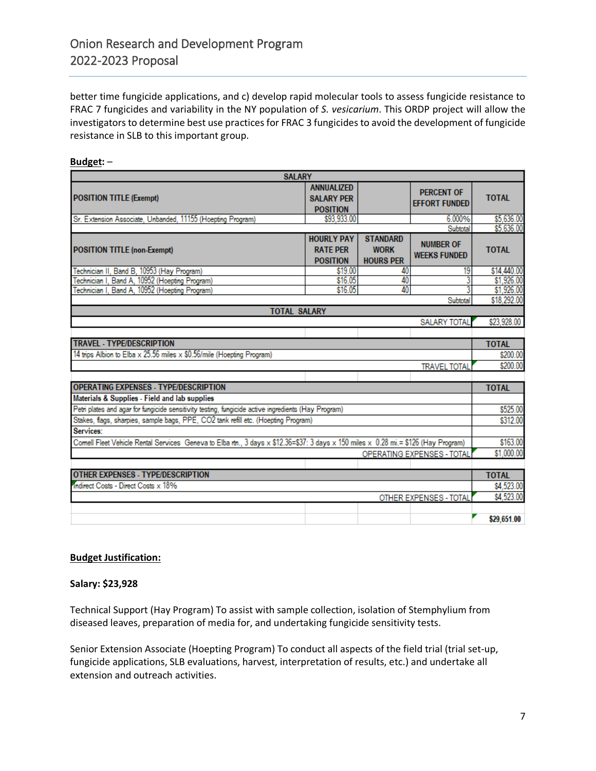better time fungicide applications, and c) develop rapid molecular tools to assess fungicide resistance to FRAC 7 fungicides and variability in the NY population of *S. vesicarium*. This ORDP project will allow the investigators to determine best use practices for FRAC 3 fungicides to avoid the development of fungicide resistance in SLB to this important group.

**Budget:** –

| SALARY | | | | |
|---|---|---|---|---|
| **POSITION TITLE (Exempt)** | **ANNUALIZED SALARY PER POSITION** | | **PERCENT OF EFFORT FUNDED** | **TOTAL** |
| Sr. Extension Associate, Unbanded, 11155 (Hoepting Program) | $93,933.00 | | 6.000% | $5,636.00 |
| | | | Subtotal | $5,636.00 |
| **POSITION TITLE (non-Exempt)** | **HOURLY PAY RATE PER POSITION** | **STANDARD WORK HOURS PER** | **NUMBER OF WEEKS FUNDED** | **TOTAL** |
| Technician II, Band B, 10953 (Hay Program) | $19.00 | 40 | 19 | $14,440.00 |
| Technician I, Band A, 10952 (Hoepting Program) | $16.05 | 40 | 3 | $1,926.00 |
| Technician I, Band A, 10952 (Hoepting Program) | $16.05 | 40 | 3 | $1,926.00 |
| | | | Subtotal | $18,292.00 |
| **TOTAL SALARY** | | | | |
| | | | SALARY TOTAL | $23,928.00 |
| | | | | |
| **TRAVEL - TYPE/DESCRIPTION** | | | | **TOTAL** |
| 14 trips Albion to Elba x 25.56 miles x $0.56/mile (Hoepting Program) | | | | $200.00 |
| | | | TRAVEL TOTAL | $200.00 |
| | | | | |
| **OPERATING EXPENSES - TYPE/DESCRIPTION** | | | | **TOTAL** |
| **Materials & Supplies - Field and lab supplies** | | | | |
| Petri plates and agar for fungicide sensitivity testing, fungicide active ingredients (Hay Program) | | | | $525.00 |
| Stakes, flags, sharpies, sample bags, PPE, CO2 tank refill etc. (Hoepting Program) | | | | $312.00 |
| **Services:** | | | | |
| Cornell Fleet Vehicle Rental Services Geneva to Elba rtn., 3 days x $12.36=$37: 3 days x 150 miles x 0.28 mi.= $126 (Hay Program) | | | | $163.00 |
| | | | OPERATING EXPENSES - TOTAL | $1,000.00 |
| | | | | |
| **OTHER EXPENSES - TYPE/DESCRIPTION** | | | | **TOTAL** |
| Indirect Costs - Direct Costs x 18% | | | | $4,523.00 |
| | | | OTHER EXPENSES - TOTAL | $4,523.00 |
| | | | | |
| | | | | **$29,651.00** |

**Budget Justification:**

**Salary: $23,928**

Technical Support (Hay Program) To assist with sample collection, isolation of Stemphylium from diseased leaves, preparation of media for, and undertaking fungicide sensitivity tests.

Senior Extension Associate (Hoepting Program) To conduct all aspects of the field trial (trial set-up, fungicide applications, SLB evaluations, harvest, interpretation of results, etc.) and undertake all extension and outreach activities.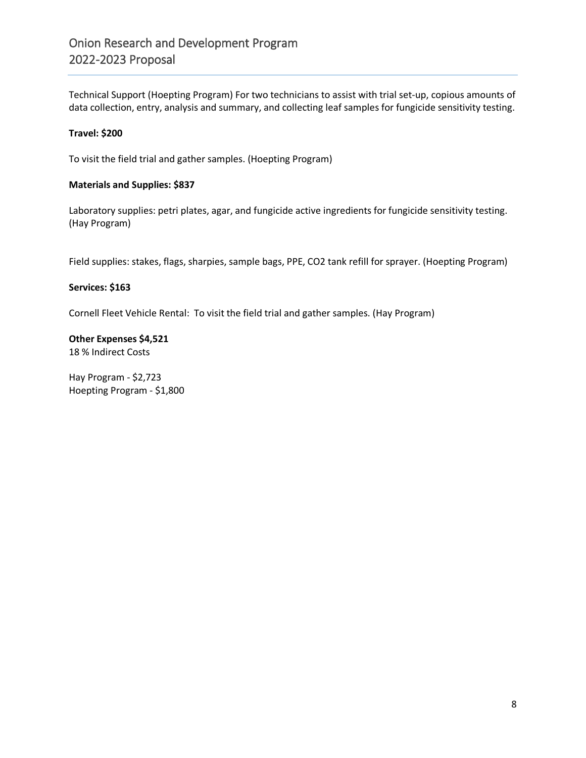Technical Support (Hoepting Program) For two technicians to assist with trial set-up, copious amounts of data collection, entry, analysis and summary, and collecting leaf samples for fungicide sensitivity testing.

**Travel: $200**

To visit the field trial and gather samples. (Hoepting Program)

**Materials and Supplies: $837**

Laboratory supplies: petri plates, agar, and fungicide active ingredients for fungicide sensitivity testing. (Hay Program)

Field supplies: stakes, flags, sharpies, sample bags, PPE, $CO_2$ tank refill for sprayer. (Hoepting Program)

**Services: $163**

Cornell Fleet Vehicle Rental: To visit the field trial and gather samples. (Hay Program)

**Other Expenses $4,521**
18 % Indirect Costs

Hay Program - $2,723
Hoepting Program - $1,800